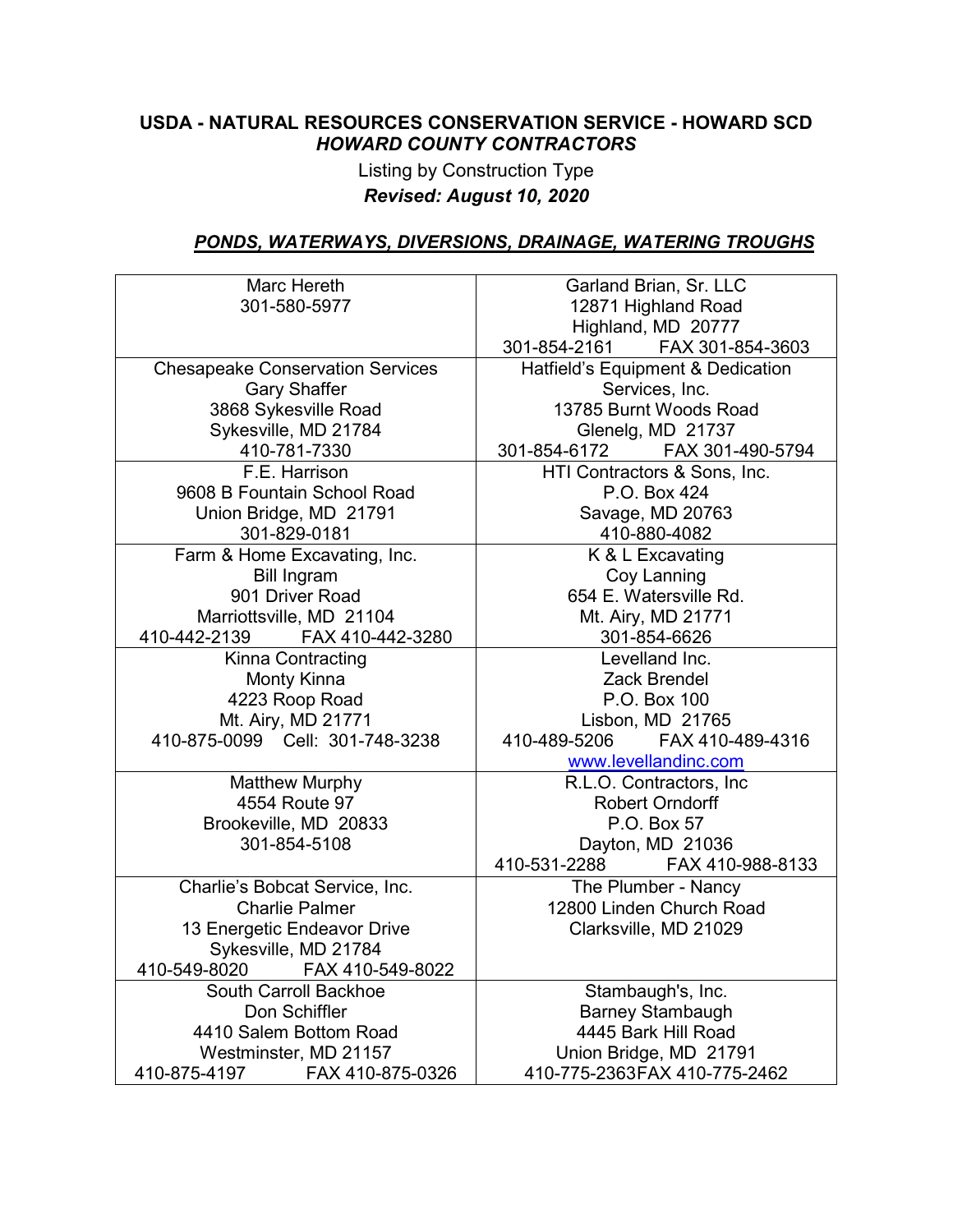**USDA - NATURAL RESOURCES CONSERVATION SERVICE - HOWARD SCD**
***HOWARD COUNTY CONTRACTORS***

Listing by Construction Type

***Revised: August 10, 2020***

## ***PONDS, WATERWAYS, DIVERSIONS, DRAINAGE, WATERING TROUGHS***

| | |
|---|---|
| Marc Hereth<br>301-580-5977 | Garland Brian, Sr. LLC<br>12871 Highland Road<br>Highland, MD 20777<br>301-854-2161 FAX 301-854-3603 |
| Chesapeake Conservation Services<br>Gary Shaffer<br>3868 Sykesville Road<br>Sykesville, MD 21784<br>410-781-7330 | Hatfield's Equipment & Dedication Services, Inc.<br>13785 Burnt Woods Road<br>Glenelg, MD 21737<br>301-854-6172 FAX 301-490-5794 |
| F.E. Harrison<br>9608 B Fountain School Road<br>Union Bridge, MD 21791<br>301-829-0181 | HTI Contractors & Sons, Inc.<br>P.O. Box 424<br>Savage, MD 20763<br>410-880-4082 |
| Farm & Home Excavating, Inc.<br>Bill Ingram<br>901 Driver Road<br>Marriottsville, MD 21104<br>410-442-2139 FAX 410-442-3280 | K & L Excavating<br>Coy Lanning<br>654 E. Watersville Rd.<br>Mt. Airy, MD 21771<br>301-854-6626 |
| Kinna Contracting<br>Monty Kinna<br>4223 Roop Road<br>Mt. Airy, MD 21771<br>410-875-0099 Cell: 301-748-3238 | Levelland Inc.<br>Zack Brendel<br>P.O. Box 100<br>Lisbon, MD 21765<br>410-489-5206 FAX 410-489-4316<br>www.levellandinc.com |
| Matthew Murphy<br>4554 Route 97<br>Brookeville, MD 20833<br>301-854-5108 | R.L.O. Contractors, Inc<br>Robert Orndorff<br>P.O. Box 57<br>Dayton, MD 21036<br>410-531-2288 FAX 410-988-8133 |
| Charlie's Bobcat Service, Inc.<br>Charlie Palmer<br>13 Energetic Endeavor Drive<br>Sykesville, MD 21784<br>410-549-8020 FAX 410-549-8022 | The Plumber - Nancy<br>12800 Linden Church Road<br>Clarksville, MD 21029 |
| South Carroll Backhoe<br>Don Schiffler<br>4410 Salem Bottom Road<br>Westminster, MD 21157<br>410-875-4197 FAX 410-875-0326 | Stambaugh's, Inc.<br>Barney Stambaugh<br>4445 Bark Hill Road<br>Union Bridge, MD 21791<br>410-775-2363FAX 410-775-2462 |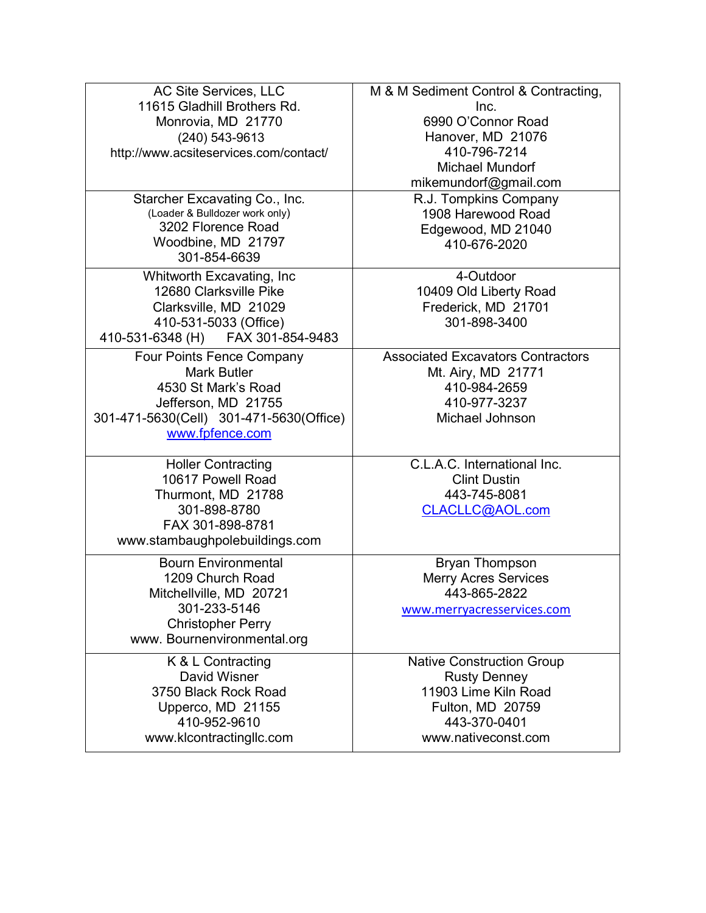| | |
|---|---|
| AC Site Services, LLC<br>11615 Gladhill Brothers Rd.<br>Monrovia, MD 21770<br>(240) 543-9613<br>http://www.acsiteservices.com/contact/ | M & M Sediment Control & Contracting, Inc.<br>6990 O'Connor Road<br>Hanover, MD 21076<br>410-796-7214<br>Michael Mundorf<br>mikemundorf@gmail.com |
| Starcher Excavating Co., Inc.<br>(Loader & Bulldozer work only)<br>3202 Florence Road<br>Woodbine, MD 21797<br>301-854-6639 | R.J. Tompkins Company<br>1908 Harewood Road<br>Edgewood, MD 21040<br>410-676-2020 |
| Whitworth Excavating, Inc<br>12680 Clarksville Pike<br>Clarksville, MD 21029<br>410-531-5033 (Office)<br>410-531-6348 (H) FAX 301-854-9483 | 4-Outdoor<br>10409 Old Liberty Road<br>Frederick, MD 21701<br>301-898-3400 |
| Four Points Fence Company<br>Mark Butler<br>4530 St Mark's Road<br>Jefferson, MD 21755<br>301-471-5630(Cell) 301-471-5630(Office)<br>www.fpfence.com | Associated Excavators Contractors<br>Mt. Airy, MD 21771<br>410-984-2659<br>410-977-3237<br>Michael Johnson |
| Holler Contracting<br>10617 Powell Road<br>Thurmont, MD 21788<br>301-898-8780<br>FAX 301-898-8781<br>www.stambaughpolebuildings.com | C.L.A.C. International Inc.<br>Clint Dustin<br>443-745-8081<br>CLACLLC@AOL.com |
| Bourn Environmental<br>1209 Church Road<br>Mitchellville, MD 20721<br>301-233-5146<br>Christopher Perry<br>www. Bournenvironmental.org | Bryan Thompson<br>Merry Acres Services<br>443-865-2822<br>www.merryacresservices.com |
| K & L Contracting<br>David Wisner<br>3750 Black Rock Road<br>Upperco, MD 21155<br>410-952-9610<br>www.klcontractingllc.com | Native Construction Group<br>Rusty Denney<br>11903 Lime Kiln Road<br>Fulton, MD 20759<br>443-370-0401<br>www.nativeconst.com |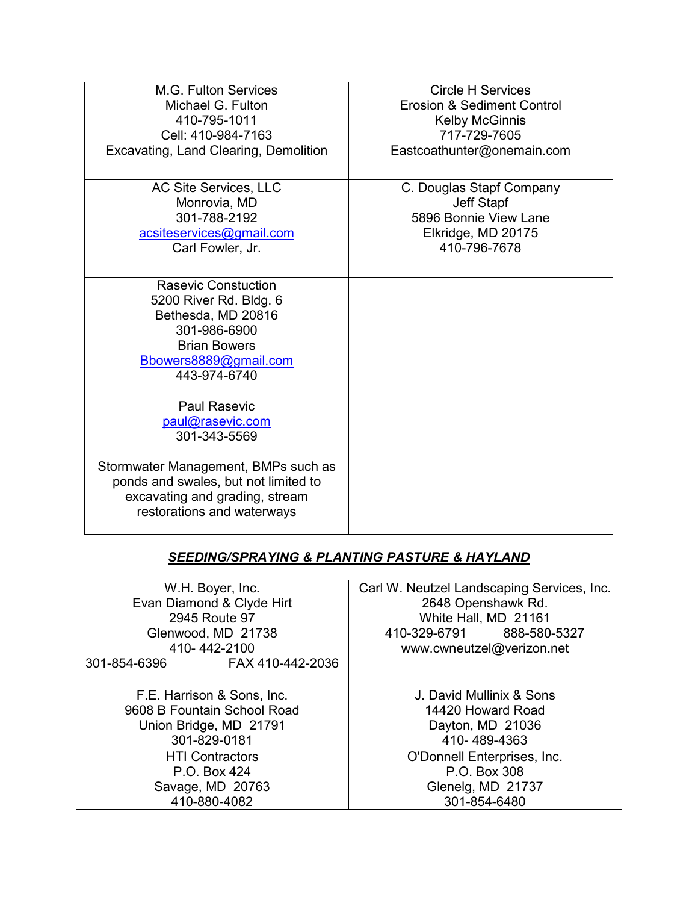| | |
|---|---|
| M.G. Fulton Services<br>Michael G. Fulton<br>410-795-1011<br>Cell: 410-984-7163<br>Excavating, Land Clearing, Demolition | Circle H Services<br>Erosion & Sediment Control<br>Kelby McGinnis<br>717-729-7605<br>Eastcoathunter@onemain.com |
| AC Site Services, LLC<br>Monrovia, MD<br>301-788-2192<br>acsiteservices@gmail.com<br>Carl Fowler, Jr. | C. Douglas Stapf Company<br>Jeff Stapf<br>5896 Bonnie View Lane<br>Elkridge, MD 20175<br>410-796-7678 |
| Rasevic Constuction<br>5200 River Rd. Bldg. 6<br>Bethesda, MD 20816<br>301-986-6900<br>Brian Bowers<br>Bbowers8889@gmail.com<br>443-974-6740<br><br>Paul Rasevic<br>paul@rasevic.com<br>301-343-5569<br><br>Stormwater Management, BMPs such as ponds and swales, but not limited to excavating and grading, stream restorations and waterways | |

## ***SEEDING/SPRAYING & PLANTING PASTURE & HAYLAND***

| | |
|---|---|
| W.H. Boyer, Inc.<br>Evan Diamond & Clyde Hirt<br>2945 Route 97<br>Glenwood, MD 21738<br>410- 442-2100<br>301-854-6396 FAX 410-442-2036 | Carl W. Neutzel Landscaping Services, Inc.<br>2648 Openshawk Rd.<br>White Hall, MD 21161<br>410-329-6791 888-580-5327<br>www.cwneutzel@verizon.net |
| F.E. Harrison & Sons, Inc.<br>9608 B Fountain School Road<br>Union Bridge, MD 21791<br>301-829-0181 | J. David Mullinix & Sons<br>14420 Howard Road<br>Dayton, MD 21036<br>410- 489-4363 |
| HTI Contractors<br>P.O. Box 424<br>Savage, MD 20763<br>410-880-4082 | O'Donnell Enterprises, Inc.<br>P.O. Box 308<br>Glenelg, MD 21737<br>301-854-6480 |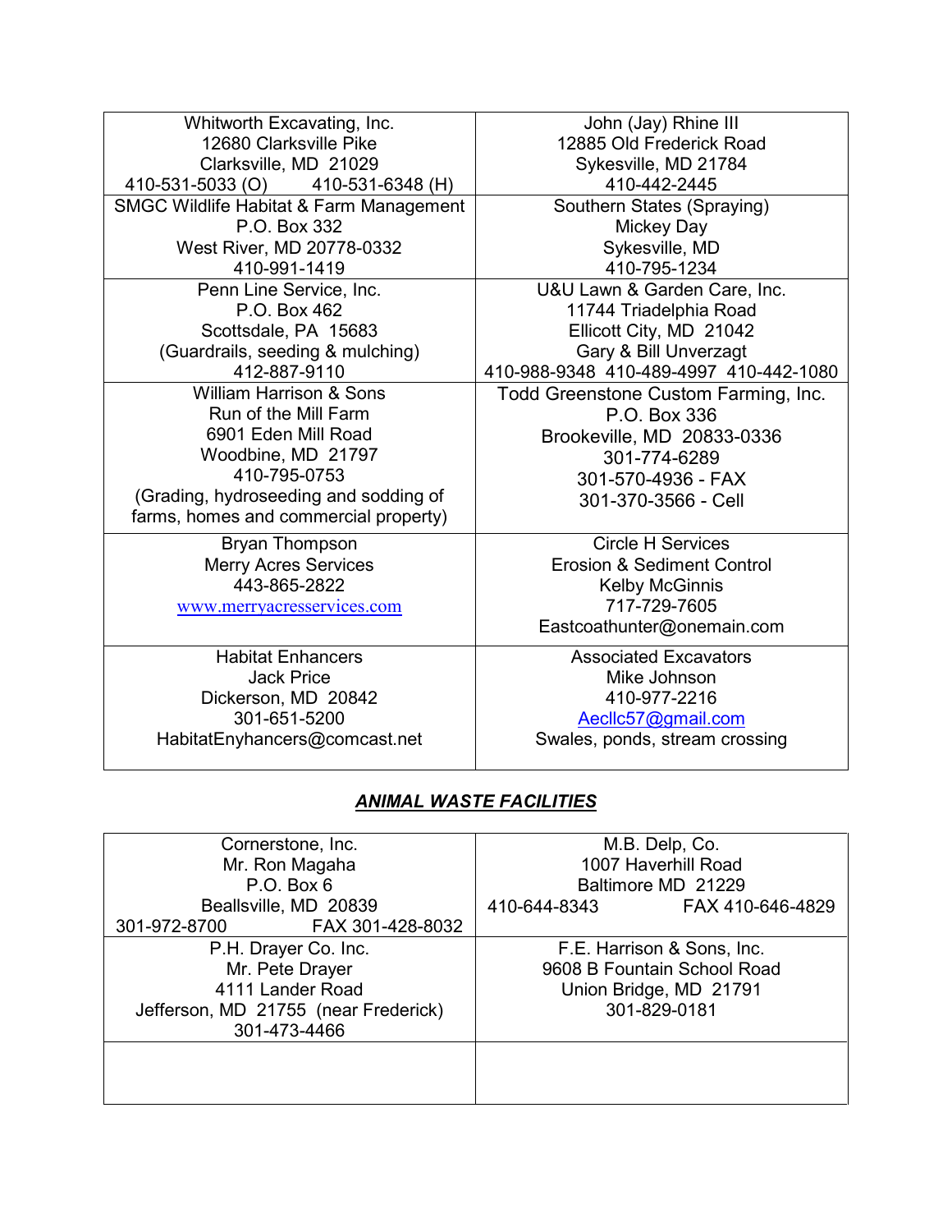| | |
|---|---|
| Whitworth Excavating, Inc.<br>12680 Clarksville Pike<br>Clarksville, MD 21029<br>410-531-5033 (O) 410-531-6348 (H) | John (Jay) Rhine III<br>12885 Old Frederick Road<br>Sykesville, MD 21784<br>410-442-2445 |
| SMGC Wildlife Habitat & Farm Management<br>P.O. Box 332<br>West River, MD 20778-0332<br>410-991-1419 | Southern States (Spraying)<br>Mickey Day<br>Sykesville, MD<br>410-795-1234 |
| Penn Line Service, Inc.<br>P.O. Box 462<br>Scottsdale, PA 15683<br>(Guardrails, seeding & mulching)<br>412-887-9110 | U&U Lawn & Garden Care, Inc.<br>11744 Triadelphia Road<br>Ellicott City, MD 21042<br>Gary & Bill Unverzagt<br>410-988-9348 410-489-4997 410-442-1080 |
| William Harrison & Sons<br>Run of the Mill Farm<br>6901 Eden Mill Road<br>Woodbine, MD 21797<br>410-795-0753<br>(Grading, hydroseeding and sodding of farms, homes and commercial property) | Todd Greenstone Custom Farming, Inc.<br>P.O. Box 336<br>Brookeville, MD 20833-0336<br>301-774-6289<br>301-570-4936 - FAX<br>301-370-3566 - Cell |
| Bryan Thompson<br>Merry Acres Services<br>443-865-2822<br>www.merryacresservices.com | Circle H Services<br>Erosion & Sediment Control<br>Kelby McGinnis<br>717-729-7605<br>Eastcoathunter@onemain.com |
| Habitat Enhancers<br>Jack Price<br>Dickerson, MD 20842<br>301-651-5200<br>HabitatEnyhancers@comcast.net | Associated Excavators<br>Mike Johnson<br>410-977-2216<br>Aecllc57@gmail.com<br>Swales, ponds, stream crossing |

## ***ANIMAL WASTE FACILITIES***

| | |
|---|---|
| Cornerstone, Inc.<br>Mr. Ron Magaha<br>P.O. Box 6<br>Beallsville, MD 20839<br>301-972-8700 FAX 301-428-8032 | M.B. Delp, Co.<br>1007 Haverhill Road<br>Baltimore MD 21229<br>410-644-8343 FAX 410-646-4829 |
| P.H. Drayer Co. Inc.<br>Mr. Pete Drayer<br>4111 Lander Road<br>Jefferson, MD 21755 (near Frederick)<br>301-473-4466 | F.E. Harrison & Sons, Inc.<br>9608 B Fountain School Road<br>Union Bridge, MD 21791<br>301-829-0181 |
| | |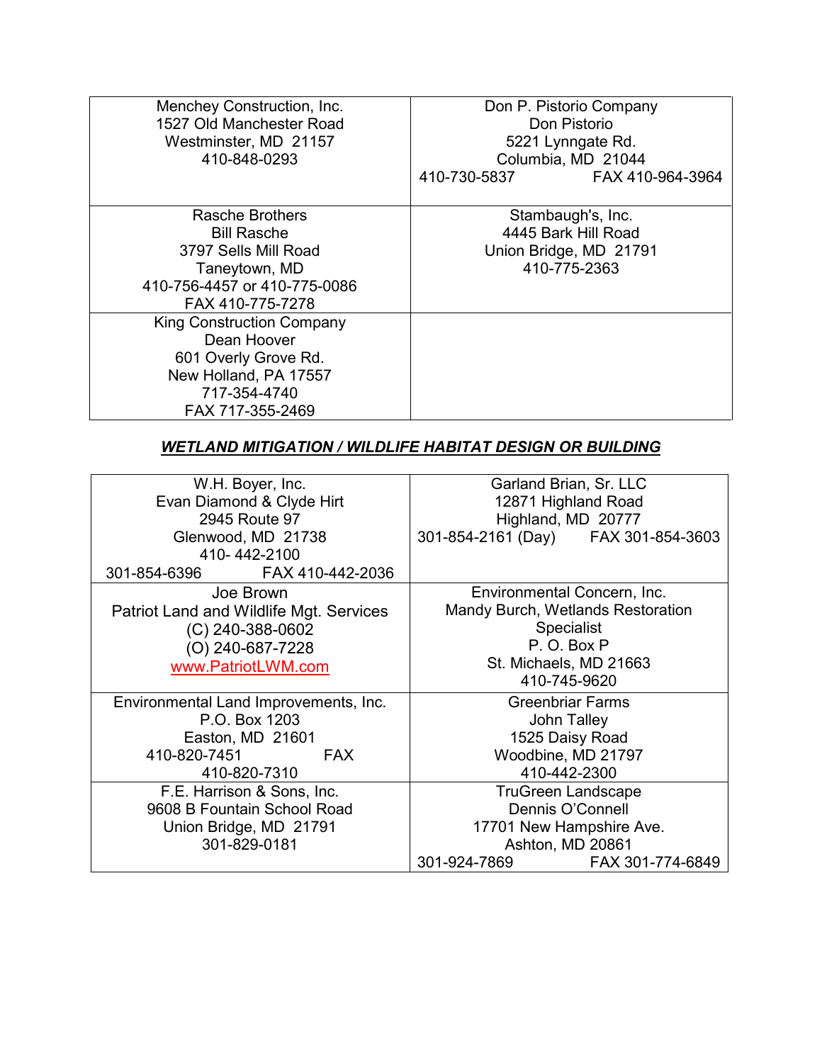| Menchey Construction, Inc.<br>1527 Old Manchester Road<br>Westminster, MD 21157<br>410-848-0293 | Don P. Pistorio Company<br>Don Pistorio<br>5221 Lynngate Rd.<br>Columbia, MD 21044<br>410-730-5837 FAX 410-964-3964 |
|---|---|
| Rasche Brothers<br>Bill Rasche<br>3797 Sells Mill Road<br>Taneytown, MD<br>410-756-4457 or 410-775-0086<br>FAX 410-775-7278 | Stambaugh's, Inc.<br>4445 Bark Hill Road<br>Union Bridge, MD 21791<br>410-775-2363 |
| King Construction Company<br>Dean Hoover<br>601 Overly Grove Rd.<br>New Holland, PA 17557<br>717-354-4740<br>FAX 717-355-2469 | |

***WETLAND MITIGATION / WILDLIFE HABITAT DESIGN OR BUILDING***

| W.H. Boyer, Inc.<br>Evan Diamond & Clyde Hirt<br>2945 Route 97<br>Glenwood, MD 21738<br>410- 442-2100<br>301-854-6396 FAX 410-442-2036 | Garland Brian, Sr. LLC<br>12871 Highland Road<br>Highland, MD 20777<br>301-854-2161 (Day) FAX 301-854-3603 |
|---|---|
| Joe Brown<br>Patriot Land and Wildlife Mgt. Services<br>(C) 240-388-0602<br>(O) 240-687-7228<br>www.PatriotLWM.com | Environmental Concern, Inc.<br>Mandy Burch, Wetlands Restoration Specialist<br>P. O. Box P<br>St. Michaels, MD 21663<br>410-745-9620 |
| Environmental Land Improvements, Inc.<br>P.O. Box 1203<br>Easton, MD 21601<br>410-820-7451 FAX 410-820-7310 | Greenbriar Farms<br>John Talley<br>1525 Daisy Road<br>Woodbine, MD 21797<br>410-442-2300 |
| F.E. Harrison & Sons, Inc.<br>9608 B Fountain School Road<br>Union Bridge, MD 21791<br>301-829-0181 | TruGreen Landscape<br>Dennis O'Connell<br>17701 New Hampshire Ave.<br>Ashton, MD 20861<br>301-924-7869 FAX 301-774-6849 |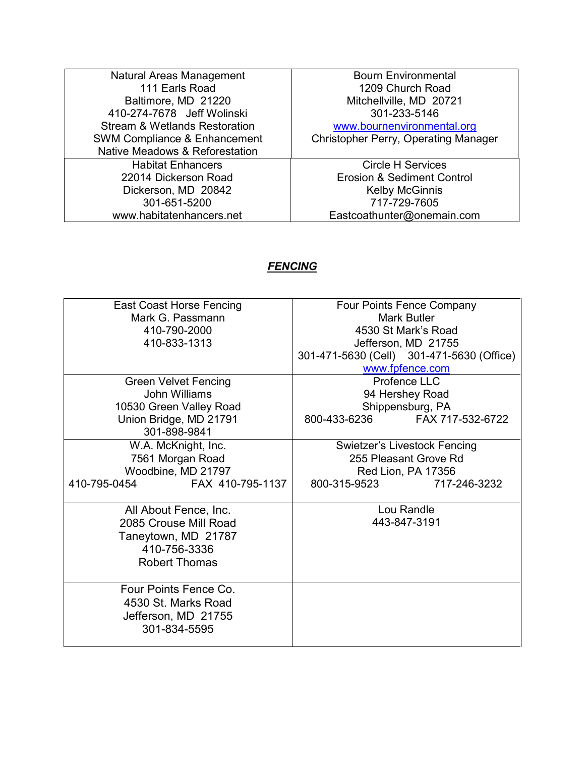| Natural Areas Management<br>111 Earls Road<br>Baltimore, MD 21220<br>410-274-7678 Jeff Wolinski<br>Stream & Wetlands Restoration<br>SWM Compliance & Enhancement<br>Native Meadows & Reforestation | Bourn Environmental<br>1209 Church Road<br>Mitchellville, MD 20721<br>301-233-5146<br>www.bournenvironmental.org<br>Christopher Perry, Operating Manager |
|---|---|
| Habitat Enhancers<br>22014 Dickerson Road<br>Dickerson, MD 20842<br>301-651-5200<br>www.habitatenhancers.net | Circle H Services<br>Erosion & Sediment Control<br>Kelby McGinnis<br>717-729-7605<br>Eastcoathunter@onemain.com |

## ***FENCING***

| East Coast Horse Fencing<br>Mark G. Passmann<br>410-790-2000<br>410-833-1313 | Four Points Fence Company<br>Mark Butler<br>4530 St Mark's Road<br>Jefferson, MD 21755<br>301-471-5630 (Cell) 301-471-5630 (Office)<br>www.fpfence.com |
|---|---|
| Green Velvet Fencing<br>John Williams<br>10530 Green Valley Road<br>Union Bridge, MD 21791<br>301-898-9841 | Profence LLC<br>94 Hershey Road<br>Shippensburg, PA<br>800-433-6236 FAX 717-532-6722 |
| W.A. McKnight, Inc.<br>7561 Morgan Road<br>Woodbine, MD 21797<br>410-795-0454 FAX 410-795-1137 | Swietzer's Livestock Fencing<br>255 Pleasant Grove Rd<br>Red Lion, PA 17356<br>800-315-9523 717-246-3232 |
| All About Fence, Inc.<br>2085 Crouse Mill Road<br>Taneytown, MD 21787<br>410-756-3336<br>Robert Thomas | Lou Randle<br>443-847-3191 |
| Four Points Fence Co.<br>4530 St. Marks Road<br>Jefferson, MD 21755<br>301-834-5595 | |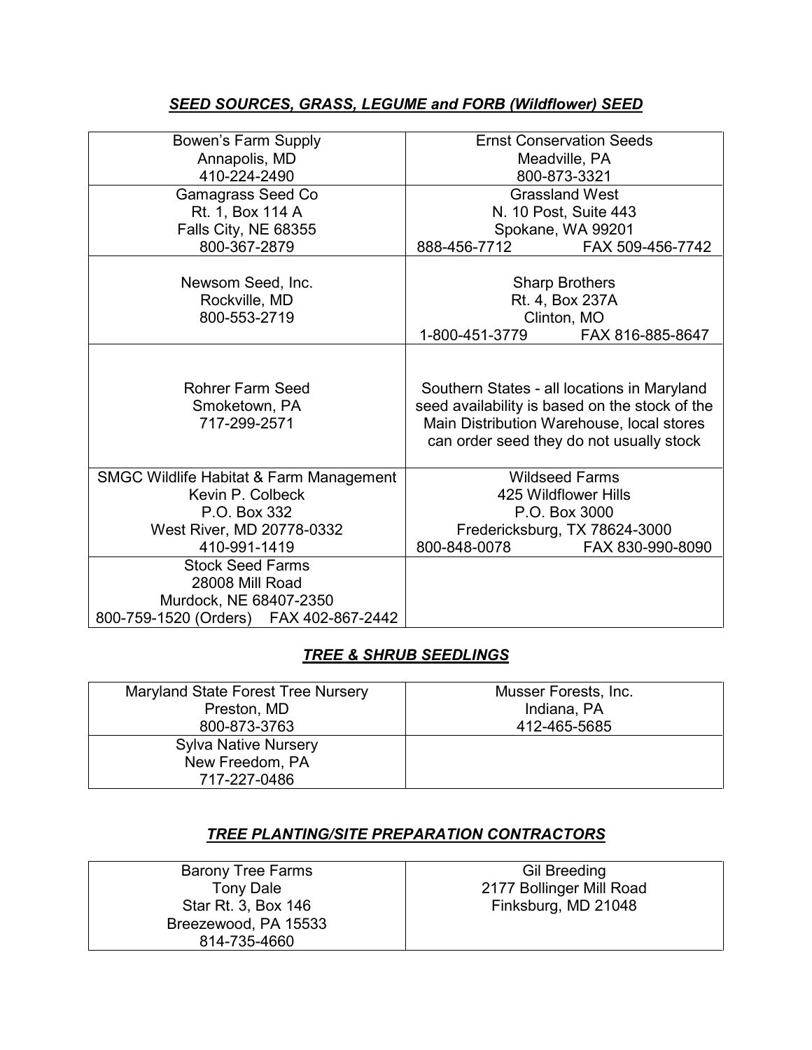## ***SEED SOURCES, GRASS, LEGUME and FORB (Wildflower) SEED***

| | |
|---|---|
| Bowen's Farm Supply<br>Annapolis, MD<br>410-224-2490 | Ernst Conservation Seeds<br>Meadville, PA<br>800-873-3321 |
| Gamagrass Seed Co<br>Rt. 1, Box 114 A<br>Falls City, NE 68355<br>800-367-2879 | Grassland West<br>N. 10 Post, Suite 443<br>Spokane, WA 99201<br>888-456-7712 FAX 509-456-7742 |
| Newsom Seed, Inc.<br>Rockville, MD<br>800-553-2719 | Sharp Brothers<br>Rt. 4, Box 237A<br>Clinton, MO<br>1-800-451-3779 FAX 816-885-8647 |
| Rohrer Farm Seed<br>Smoketown, PA<br>717-299-2571 | Southern States - all locations in Maryland seed availability is based on the stock of the Main Distribution Warehouse, local stores can order seed they do not usually stock |
| SMGC Wildlife Habitat & Farm Management<br>Kevin P. Colbeck<br>P.O. Box 332<br>West River, MD 20778-0332<br>410-991-1419 | Wildseed Farms<br>425 Wildflower Hills<br>P.O. Box 3000<br>Fredericksburg, TX 78624-3000<br>800-848-0078 FAX 830-990-8090 |
| Stock Seed Farms<br>28008 Mill Road<br>Murdock, NE 68407-2350<br>800-759-1520 (Orders) FAX 402-867-2442 | |

## ***TREE & SHRUB SEEDLINGS***

| | |
|---|---|
| Maryland State Forest Tree Nursery<br>Preston, MD<br>800-873-3763 | Musser Forests, Inc.<br>Indiana, PA<br>412-465-5685 |
| Sylva Native Nursery<br>New Freedom, PA<br>717-227-0486 | |

## ***TREE PLANTING/SITE PREPARATION CONTRACTORS***

| | |
|---|---|
| Barony Tree Farms<br>Tony Dale<br>Star Rt. 3, Box 146<br>Breezewood, PA 15533<br>814-735-4660 | Gil Breeding<br>2177 Bollinger Mill Road<br>Finksburg, MD 21048 |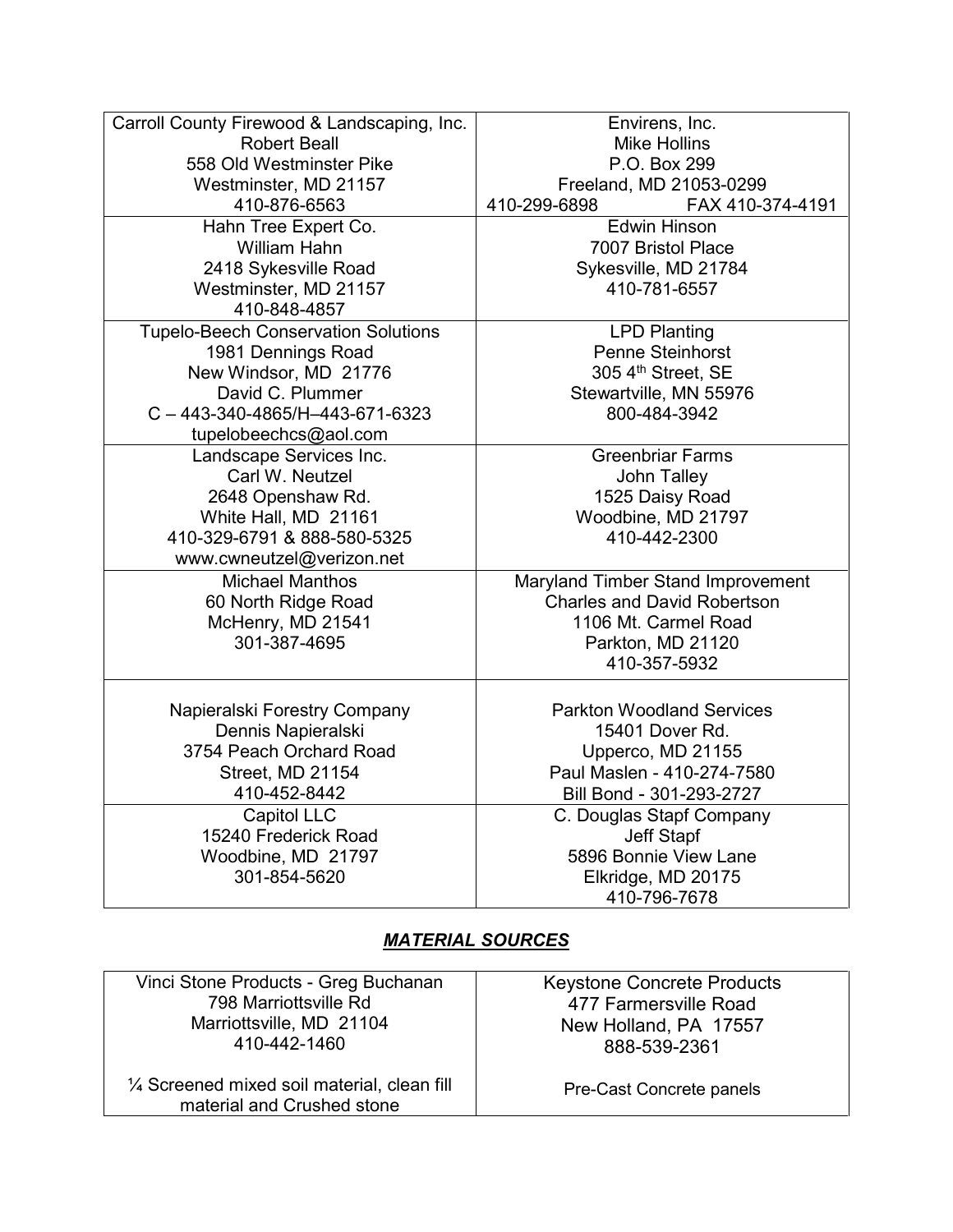| | |
|---|---|
| Carroll County Firewood & Landscaping, Inc.<br>Robert Beall<br>558 Old Westminster Pike<br>Westminster, MD 21157<br>410-876-6563 | Envirens, Inc.<br>Mike Hollins<br>P.O. Box 299<br>Freeland, MD 21053-0299<br>410-299-6898 FAX 410-374-4191 |
| Hahn Tree Expert Co.<br>William Hahn<br>2418 Sykesville Road<br>Westminster, MD 21157<br>410-848-4857 | Edwin Hinson<br>7007 Bristol Place<br>Sykesville, MD 21784<br>410-781-6557 |
| Tupelo-Beech Conservation Solutions<br>1981 Dennings Road<br>New Windsor, MD 21776<br>David C. Plummer<br>C – 443-340-4865/H–443-671-6323<br>tupelobeechcs@aol.com | LPD Planting<br>Penne Steinhorst<br>305 4th Street, SE<br>Stewartville, MN 55976<br>800-484-3942 |
| Landscape Services Inc.<br>Carl W. Neutzel<br>2648 Openshaw Rd.<br>White Hall, MD 21161<br>410-329-6791 & 888-580-5325<br>www.cwneutzel@verizon.net | Greenbriar Farms<br>John Talley<br>1525 Daisy Road<br>Woodbine, MD 21797<br>410-442-2300 |
| Michael Manthos<br>60 North Ridge Road<br>McHenry, MD 21541<br>301-387-4695 | Maryland Timber Stand Improvement<br>Charles and David Robertson<br>1106 Mt. Carmel Road<br>Parkton, MD 21120<br>410-357-5932 |
| Napieralski Forestry Company<br>Dennis Napieralski<br>3754 Peach Orchard Road<br>Street, MD 21154<br>410-452-8442 | Parkton Woodland Services<br>15401 Dover Rd.<br>Upperco, MD 21155<br>Paul Maslen - 410-274-7580<br>Bill Bond - 301-293-2727 |
| Capitol LLC<br>15240 Frederick Road<br>Woodbine, MD 21797<br>301-854-5620 | C. Douglas Stapf Company<br>Jeff Stapf<br>5896 Bonnie View Lane<br>Elkridge, MD 20175<br>410-796-7678 |

## ***MATERIAL SOURCES***

| | |
|---|---|
| Vinci Stone Products - Greg Buchanan<br>798 Marriottsville Rd<br>Marriottsville, MD 21104<br>410-442-1460<br><br>¼ Screened mixed soil material, clean fill material and Crushed stone | Keystone Concrete Products<br>477 Farmersville Road<br>New Holland, PA 17557<br>888-539-2361<br><br>Pre-Cast Concrete panels |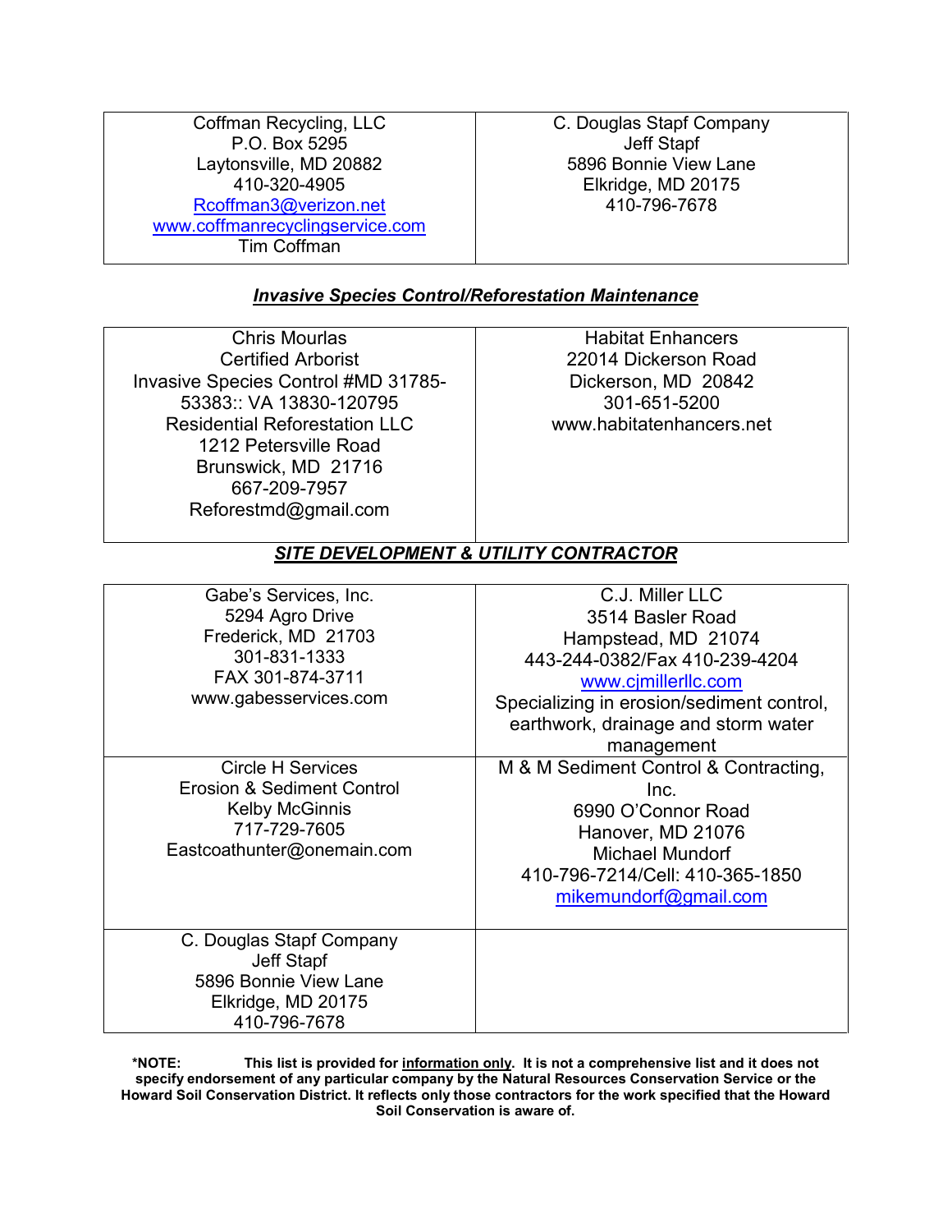| | |
|---|---|
| Coffman Recycling, LLC<br>P.O. Box 5295<br>Laytonsville, MD 20882<br>410-320-4905<br>Rcoffman3@verizon.net<br>www.coffmanrecyclingservice.com<br>Tim Coffman | C. Douglas Stapf Company<br>Jeff Stapf<br>5896 Bonnie View Lane<br>Elkridge, MD 20175<br>410-796-7678 |

### ***Invasive Species Control/Reforestation Maintenance***

| | |
|---|---|
| Chris Mourlas<br>Certified Arborist<br>Invasive Species Control #MD 31785-53383:: VA 13830-120795<br>Residential Reforestation LLC<br>1212 Petersville Road<br>Brunswick, MD 21716<br>667-209-7957<br>Reforestmd@gmail.com | Habitat Enhancers<br>22014 Dickerson Road<br>Dickerson, MD 20842<br>301-651-5200<br>www.habitatenhancers.net |

### ***SITE DEVELOPMENT & UTILITY CONTRACTOR***

| | |
|---|---|
| Gabe's Services, Inc.<br>5294 Agro Drive<br>Frederick, MD 21703<br>301-831-1333<br>FAX 301-874-3711<br>www.gabesservices.com | C.J. Miller LLC<br>3514 Basler Road<br>Hampstead, MD 21074<br>443-244-0382/Fax 410-239-4204<br>www.cjmillerllc.com<br>Specializing in erosion/sediment control, earthwork, drainage and storm water management |
| Circle H Services<br>Erosion & Sediment Control<br>Kelby McGinnis<br>717-729-7605<br>Eastcoathunter@onemain.com | M & M Sediment Control & Contracting, Inc.<br>6990 O'Connor Road<br>Hanover, MD 21076<br>Michael Mundorf<br>410-796-7214/Cell: 410-365-1850<br>mikemundorf@gmail.com |
| C. Douglas Stapf Company<br>Jeff Stapf<br>5896 Bonnie View Lane<br>Elkridge, MD 20175<br>410-796-7678 | |

**\*NOTE: This list is provided for <u>information only</u>. It is not a comprehensive list and it does not specify endorsement of any particular company by the Natural Resources Conservation Service or the Howard Soil Conservation District. It reflects only those contractors for the work specified that the Howard Soil Conservation is aware of.**